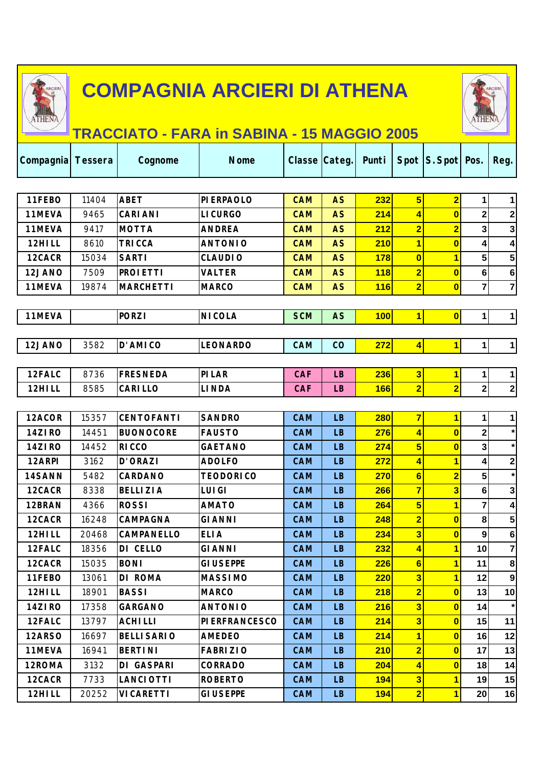# COMPAGNIA ARCIERI DI ATHENA

## TRACCIATO - FARA in SABINA - 15 MAGGIO 2005

| Compagnia | Tessera | Cognome | Nome | Classe | Categ. | Punti | Spot | S.Spot | Pos. | Reg. |
|---|---|---|---|---|---|---|---|---|---|---|
| 11FEBO | 11404 | ABET | PIERPAOLO | CAM | AS | 232 | 5 | 2 | 1 | 1 |
| 11MEVA | 9465 | CARIANI | LICURGO | CAM | AS | 214 | 4 | 0 | 2 | 2 |
| 11MEVA | 9417 | MOTTA | ANDREA | CAM | AS | 212 | 2 | 2 | 3 | 3 |
| 12HILL | 8610 | TRICCA | ANTONIO | CAM | AS | 210 | 1 | 0 | 4 | 4 |
| 12CACR | 15034 | SARTI | CLAUDIO | CAM | AS | 178 | 0 | 1 | 5 | 5 |
| 12JANO | 7509 | PROIETTI | VALTER | CAM | AS | 118 | 2 | 0 | 6 | 6 |
| 11MEVA | 19874 | MARCHETTI | MARCO | CAM | AS | 116 | 2 | 0 | 7 | 7 |
| 11MEVA | | PORZI | NICOLA | SCM | AS | 100 | 1 | 0 | 1 | 1 |
| 12JANO | 3582 | D'AMICO | LEONARDO | CAM | CO | 272 | 4 | 1 | 1 | 1 |
| 12FALC | 8736 | FRESNEDA | PILAR | CAF | LB | 236 | 3 | 1 | 1 | 1 |
| 12HILL | 8585 | CARILLO | LINDA | CAF | LB | 166 | 2 | 2 | 2 | 2 |
| 12ACOR | 15357 | CENTOFANTI | SANDRO | CAM | LB | 280 | 7 | 1 | 1 | 1 |
| 14ZIRO | 14451 | BUONOCORE | FAUSTO | CAM | LB | 276 | 4 | 0 | 2 | * |
| 14ZIRO | 14452 | RICCO | GAETANO | CAM | LB | 274 | 5 | 0 | 3 | * |
| 12ARPI | 3162 | D'ORAZI | ADOLFO | CAM | LB | 272 | 4 | 1 | 4 | 2 |
| 14SANN | 5482 | CARDANO | TEODORICO | CAM | LB | 270 | 6 | 2 | 5 | * |
| 12CACR | 8338 | BELLIZIA | LUIGI | CAM | LB | 266 | 7 | 3 | 6 | 3 |
| 12BRAN | 4366 | ROSSI | AMATO | CAM | LB | 264 | 5 | 1 | 7 | 4 |
| 12CACR | 16248 | CAMPAGNA | GIANNI | CAM | LB | 248 | 2 | 0 | 8 | 5 |
| 12HILL | 20468 | CAMPANELLO | ELIA | CAM | LB | 234 | 3 | 0 | 9 | 6 |
| 12FALC | 18356 | DI CELLO | GIANNI | CAM | LB | 232 | 4 | 1 | 10 | 7 |
| 12CACR | 15035 | BONI | GIUSEPPE | CAM | LB | 226 | 6 | 1 | 11 | 8 |
| 11FEBO | 13061 | DI ROMA | MASSIMO | CAM | LB | 220 | 3 | 1 | 12 | 9 |
| 12HILL | 18901 | BASSI | MARCO | CAM | LB | 218 | 2 | 0 | 13 | 10 |
| 14ZIRO | 17358 | GARGANO | ANTONIO | CAM | LB | 216 | 3 | 0 | 14 | * |
| 12FALC | 13797 | ACHILLI | PIERFRANCESCO | CAM | LB | 214 | 3 | 0 | 15 | 11 |
| 12ARSO | 16697 | BELLISARIO | AMEDEO | CAM | LB | 214 | 1 | 0 | 16 | 12 |
| 11MEVA | 16941 | BERTINI | FABRIZIO | CAM | LB | 210 | 2 | 0 | 17 | 13 |
| 12ROMA | 3132 | DI GASPARI | CORRADO | CAM | LB | 204 | 4 | 0 | 18 | 14 |
| 12CACR | 7733 | LANCIOTTI | ROBERTO | CAM | LB | 194 | 3 | 1 | 19 | 15 |
| 12HILL | 20252 | VICARETTI | GIUSEPPE | CAM | LB | 194 | 2 | 1 | 20 | 16 |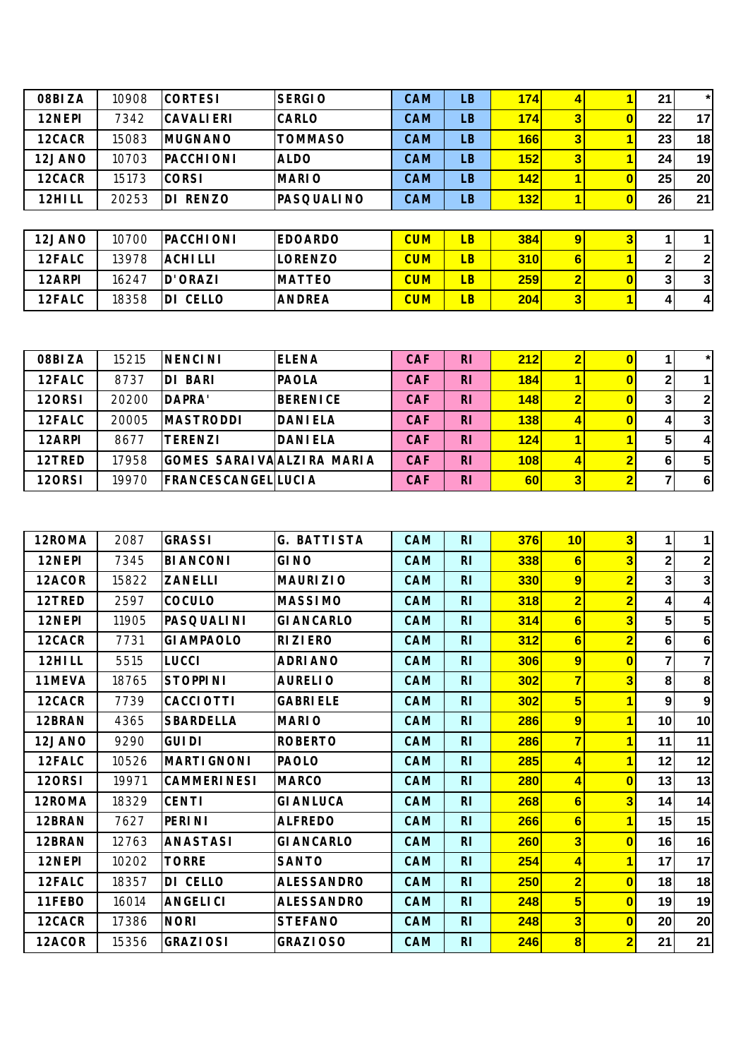| | | | | | | | | | | |
|---|---|---|---|---|---|---|---|---|---|---|
| 08BIZA | 10908 | CORTESI | SERGIO | CAM | LB | 174 | 4 | 1 | 21 | * |
| 12NEPI | 7342 | CAVALIERI | CARLO | CAM | LB | 174 | 3 | 0 | 22 | 17 |
| 12CACR | 15083 | MUGNANO | TOMMASO | CAM | LB | 166 | 3 | 1 | 23 | 18 |
| 12JANO | 10703 | PACCHIONI | ALDO | CAM | LB | 152 | 3 | 1 | 24 | 19 |
| 12CACR | 15173 | CORSI | MARIO | CAM | LB | 142 | 1 | 0 | 25 | 20 |
| 12HILL | 20253 | DI RENZO | PASQUALINO | CAM | LB | 132 | 1 | 0 | 26 | 21 |

| | | | | | | | | | | |
|---|---|---|---|---|---|---|---|---|---|---|
| 12JANO | 10700 | PACCHIONI | EDOARDO | CUM | LB | 384 | 9 | 3 | 1 | 1 |
| 12FALC | 13978 | ACHILLI | LORENZO | CUM | LB | 310 | 6 | 1 | 2 | 2 |
| 12ARPI | 16247 | D'ORAZI | MATTEO | CUM | LB | 259 | 2 | 0 | 3 | 3 |
| 12FALC | 18358 | DI CELLO | ANDREA | CUM | LB | 204 | 3 | 1 | 4 | 4 |

| | | | | | | | | | | |
|---|---|---|---|---|---|---|---|---|---|---|
| 08BIZA | 15215 | NENCINI | ELENA | CAF | RI | 212 | 2 | 0 | 1 | * |
| 12FALC | 8737 | DI BARI | PAOLA | CAF | RI | 184 | 1 | 0 | 2 | 1 |
| 12ORSI | 20200 | DAPRA' | BERENICE | CAF | RI | 148 | 2 | 0 | 3 | 2 |
| 12FALC | 20005 | MASTRODDI | DANIELA | CAF | RI | 138 | 4 | 0 | 4 | 3 |
| 12ARPI | 8677 | TERENZI | DANIELA | CAF | RI | 124 | 1 | 1 | 5 | 4 |
| 12TRED | 17958 | GOMES SARAIVA | ALZIRA MARIA | CAF | RI | 108 | 4 | 2 | 6 | 5 |
| 12ORSI | 19970 | FRANCESCANGEL | LUCIA | CAF | RI | 60 | 3 | 2 | 7 | 6 |

| | | | | | | | | | | |
|---|---|---|---|---|---|---|---|---|---|---|
| 12ROMA | 2087 | GRASSI | G. BATTISTA | CAM | RI | 376 | 10 | 3 | 1 | 1 |
| 12NEPI | 7345 | BIANCONI | GINO | CAM | RI | 338 | 6 | 3 | 2 | 2 |
| 12ACOR | 15822 | ZANELLI | MAURIZIO | CAM | RI | 330 | 9 | 2 | 3 | 3 |
| 12TRED | 2597 | COCULO | MASSIMO | CAM | RI | 318 | 2 | 2 | 4 | 4 |
| 12NEPI | 11905 | PASQUALINI | GIANCARLO | CAM | RI | 314 | 6 | 3 | 5 | 5 |
| 12CACR | 7731 | GIAMPAOLO | RIZIERO | CAM | RI | 312 | 6 | 2 | 6 | 6 |
| 12HILL | 5515 | LUCCI | ADRIANO | CAM | RI | 306 | 9 | 0 | 7 | 7 |
| 11MEVA | 18765 | STOPPINI | AURELIO | CAM | RI | 302 | 7 | 3 | 8 | 8 |
| 12CACR | 7739 | CACCIOTTI | GABRIELE | CAM | RI | 302 | 5 | 1 | 9 | 9 |
| 12BRAN | 4365 | SBARDELLA | MARIO | CAM | RI | 286 | 9 | 1 | 10 | 10 |
| 12JANO | 9290 | GUIDI | ROBERTO | CAM | RI | 286 | 7 | 1 | 11 | 11 |
| 12FALC | 10526 | MARTIGNONI | PAOLO | CAM | RI | 285 | 4 | 1 | 12 | 12 |
| 12ORSI | 19971 | CAMMERINESI | MARCO | CAM | RI | 280 | 4 | 0 | 13 | 13 |
| 12ROMA | 18329 | CENTI | GIANLUCA | CAM | RI | 268 | 6 | 3 | 14 | 14 |
| 12BRAN | 7627 | PERINI | ALFREDO | CAM | RI | 266 | 6 | 1 | 15 | 15 |
| 12BRAN | 12763 | ANASTASI | GIANCARLO | CAM | RI | 260 | 3 | 0 | 16 | 16 |
| 12NEPI | 10202 | TORRE | SANTO | CAM | RI | 254 | 4 | 1 | 17 | 17 |
| 12FALC | 18357 | DI CELLO | ALESSANDRO | CAM | RI | 250 | 2 | 0 | 18 | 18 |
| 11FEBO | 16014 | ANGELICI | ALESSANDRO | CAM | RI | 248 | 5 | 0 | 19 | 19 |
| 12CACR | 17386 | NORI | STEFANO | CAM | RI | 248 | 3 | 0 | 20 | 20 |
| 12ACOR | 15356 | GRAZIOSI | GRAZIOSO | CAM | RI | 246 | 8 | 2 | 21 | 21 |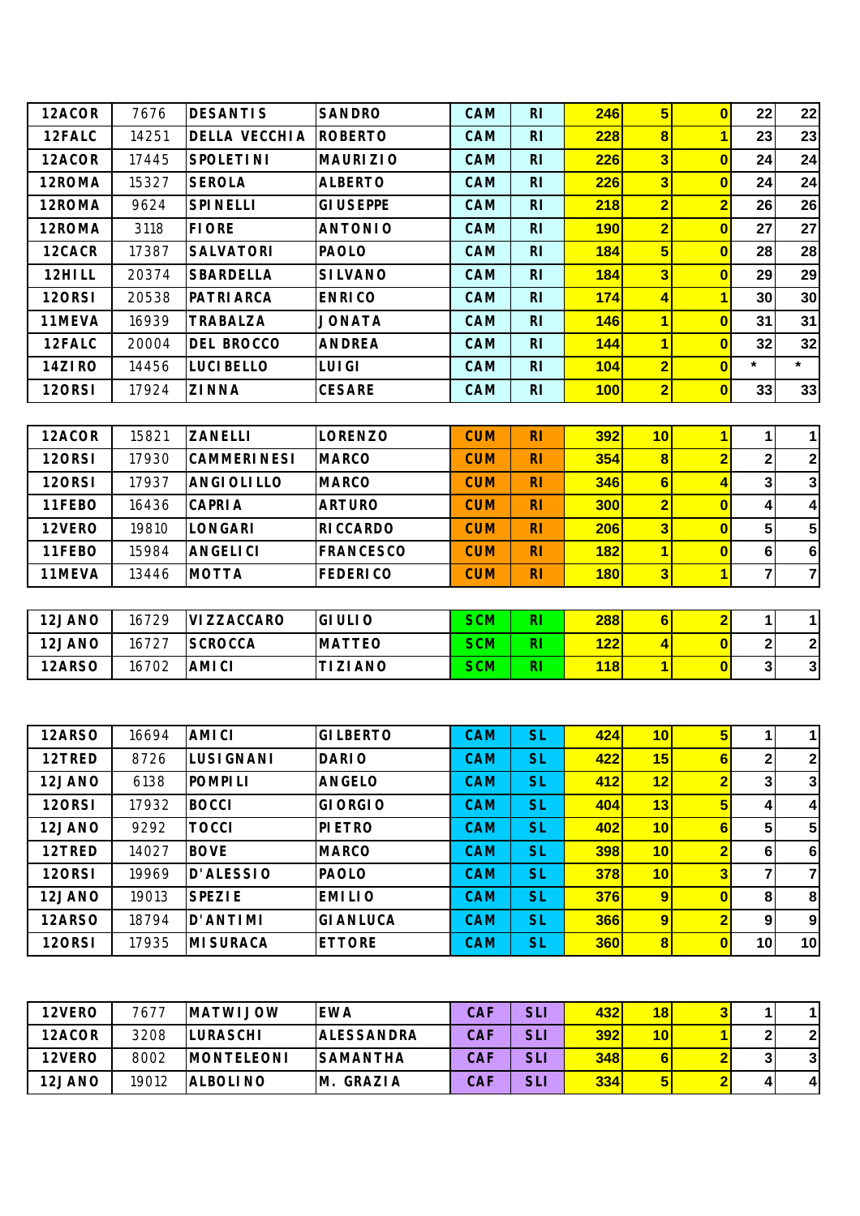| | | | | | | | | | | |
|---|---|---|---|---|---|---|---|---|---|---|
| 12ACOR | 7676 | DESANTIS | SANDRO | CAM | RI | 246 | 5 | 0 | 22 | 22 |
| 12FALC | 14251 | DELLA VECCHIA | ROBERTO | CAM | RI | 228 | 8 | 1 | 23 | 23 |
| 12ACOR | 17445 | SPOLETINI | MAURIZIO | CAM | RI | 226 | 3 | 0 | 24 | 24 |
| 12ROMA | 15327 | SEROLA | ALBERTO | CAM | RI | 226 | 3 | 0 | 24 | 24 |
| 12ROMA | 9624 | SPINELLI | GIUSEPPE | CAM | RI | 218 | 2 | 2 | 26 | 26 |
| 12ROMA | 3118 | FIORE | ANTONIO | CAM | RI | 190 | 2 | 0 | 27 | 27 |
| 12CACR | 17387 | SALVATORI | PAOLO | CAM | RI | 184 | 5 | 0 | 28 | 28 |
| 12HILL | 20374 | SBARDELLA | SILVANO | CAM | RI | 184 | 3 | 0 | 29 | 29 |
| 12ORSI | 20538 | PATRIARCA | ENRICO | CAM | RI | 174 | 4 | 1 | 30 | 30 |
| 11MEVA | 16939 | TRABALZA | JONATA | CAM | RI | 146 | 1 | 0 | 31 | 31 |
| 12FALC | 20004 | DEL BROCCO | ANDREA | CAM | RI | 144 | 1 | 0 | 32 | 32 |
| 14ZIRO | 14456 | LUCIBELLO | LUIGI | CAM | RI | 104 | 2 | 0 | * | * |
| 12ORSI | 17924 | ZINNA | CESARE | CAM | RI | 100 | 2 | 0 | 33 | 33 |

| | | | | | | | | | | |
|---|---|---|---|---|---|---|---|---|---|---|
| 12ACOR | 15821 | ZANELLI | LORENZO | CUM | RI | 392 | 10 | 1 | 1 | 1 |
| 12ORSI | 17930 | CAMMERINESI | MARCO | CUM | RI | 354 | 8 | 2 | 2 | 2 |
| 12ORSI | 17937 | ANGIOLILLO | MARCO | CUM | RI | 346 | 6 | 4 | 3 | 3 |
| 11FEBO | 16436 | CAPRIA | ARTURO | CUM | RI | 300 | 2 | 0 | 4 | 4 |
| 12VERO | 19810 | LONGARI | RICCARDO | CUM | RI | 206 | 3 | 0 | 5 | 5 |
| 11FEBO | 15984 | ANGELICI | FRANCESCO | CUM | RI | 182 | 1 | 0 | 6 | 6 |
| 11MEVA | 13446 | MOTTA | FEDERICO | CUM | RI | 180 | 3 | 1 | 7 | 7 |

| | | | | | | | | | | |
|---|---|---|---|---|---|---|---|---|---|---|
| 12JANO | 16729 | VIZZACCARO | GIULIO | SCM | RI | 288 | 6 | 2 | 1 | 1 |
| 12JANO | 16727 | SCROCCA | MATTEO | SCM | RI | 122 | 4 | 0 | 2 | 2 |
| 12ARSO | 16702 | AMICI | TIZIANO | SCM | RI | 118 | 1 | 0 | 3 | 3 |

| | | | | | | | | | | |
|---|---|---|---|---|---|---|---|---|---|---|
| 12ARSO | 16694 | AMICI | GILBERTO | CAM | SL | 424 | 10 | 5 | 1 | 1 |
| 12TRED | 8726 | LUSIGNANI | DARIO | CAM | SL | 422 | 15 | 6 | 2 | 2 |
| 12JANO | 6138 | POMPILI | ANGELO | CAM | SL | 412 | 12 | 2 | 3 | 3 |
| 12ORSI | 17932 | BOCCI | GIORGIO | CAM | SL | 404 | 13 | 5 | 4 | 4 |
| 12JANO | 9292 | TOCCI | PIETRO | CAM | SL | 402 | 10 | 6 | 5 | 5 |
| 12TRED | 14027 | BOVE | MARCO | CAM | SL | 398 | 10 | 2 | 6 | 6 |
| 12ORSI | 19969 | D'ALESSIO | PAOLO | CAM | SL | 378 | 10 | 3 | 7 | 7 |
| 12JANO | 19013 | SPEZIE | EMILIO | CAM | SL | 376 | 9 | 0 | 8 | 8 |
| 12ARSO | 18794 | D'ANTIMI | GIANLUCA | CAM | SL | 366 | 9 | 2 | 9 | 9 |
| 12ORSI | 17935 | MISURACA | ETTORE | CAM | SL | 360 | 8 | 0 | 10 | 10 |

| | | | | | | | | | | |
|---|---|---|---|---|---|---|---|---|---|---|
| 12VERO | 7677 | MATWIJOW | EWA | CAF | SLI | 432 | 18 | 3 | 1 | 1 |
| 12ACOR | 3208 | LURASCHI | ALESSANDRA | CAF | SLI | 392 | 10 | 1 | 2 | 2 |
| 12VERO | 8002 | MONTELEONI | SAMANTHA | CAF | SLI | 348 | 6 | 2 | 3 | 3 |
| 12JANO | 19012 | ALBOLINO | M. GRAZIA | CAF | SLI | 334 | 5 | 2 | 4 | 4 |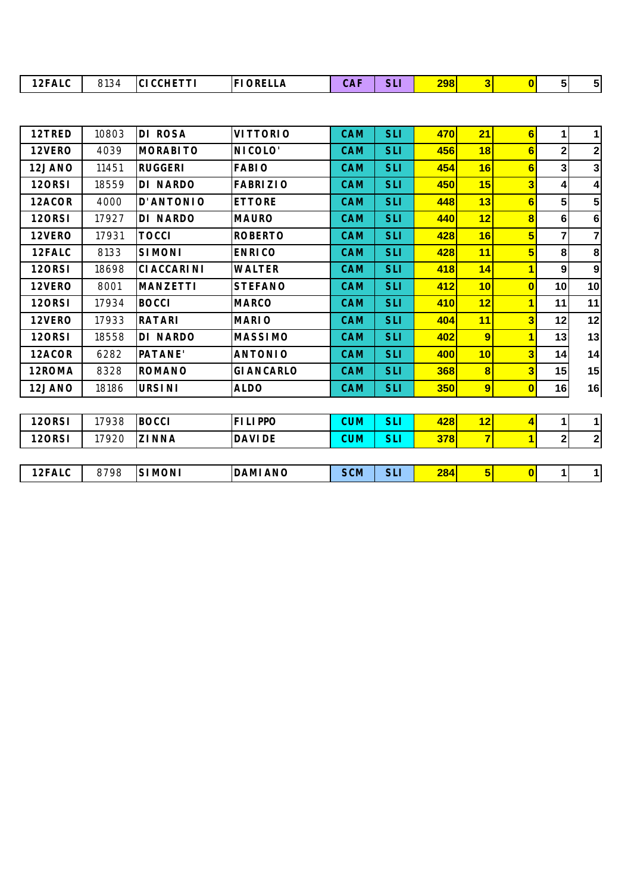| | | | | | | | | | | |
|---|---|---|---|---|---|---|---|---|---|---|
| 12FALC | 8134 | CICCHETTI | FIORELLA | CAF | SLI | 298 | 3 | 0 | 5 | 5 |

| | | | | | | | | | | |
|---|---|---|---|---|---|---|---|---|---|---|
| 12TRED | 10803 | DI ROSA | VITTORIO | CAM | SLI | 470 | 21 | 6 | 1 | 1 |
| 12VERO | 4039 | MORABITO | NICOLO' | CAM | SLI | 456 | 18 | 6 | 2 | 2 |
| 12JANO | 11451 | RUGGERI | FABIO | CAM | SLI | 454 | 16 | 6 | 3 | 3 |
| 12ORSI | 18559 | DI NARDO | FABRIZIO | CAM | SLI | 450 | 15 | 3 | 4 | 4 |
| 12ACOR | 4000 | D'ANTONIO | ETTORE | CAM | SLI | 448 | 13 | 6 | 5 | 5 |
| 12ORSI | 17927 | DI NARDO | MAURO | CAM | SLI | 440 | 12 | 8 | 6 | 6 |
| 12VERO | 17931 | TOCCI | ROBERTO | CAM | SLI | 428 | 16 | 5 | 7 | 7 |
| 12FALC | 8133 | SIMONI | ENRICO | CAM | SLI | 428 | 11 | 5 | 8 | 8 |
| 12ORSI | 18698 | CIACCARINI | WALTER | CAM | SLI | 418 | 14 | 1 | 9 | 9 |
| 12VERO | 8001 | MANZETTI | STEFANO | CAM | SLI | 412 | 10 | 0 | 10 | 10 |
| 12ORSI | 17934 | BOCCI | MARCO | CAM | SLI | 410 | 12 | 1 | 11 | 11 |
| 12VERO | 17933 | RATARI | MARIO | CAM | SLI | 404 | 11 | 3 | 12 | 12 |
| 12ORSI | 18558 | DI NARDO | MASSIMO | CAM | SLI | 402 | 9 | 1 | 13 | 13 |
| 12ACOR | 6282 | PATANE' | ANTONIO | CAM | SLI | 400 | 10 | 3 | 14 | 14 |
| 12ROMA | 8328 | ROMANO | GIANCARLO | CAM | SLI | 368 | 8 | 3 | 15 | 15 |
| 12JANO | 18186 | URSINI | ALDO | CAM | SLI | 350 | 9 | 0 | 16 | 16 |

| | | | | | | | | | | |
|---|---|---|---|---|---|---|---|---|---|---|
| 12ORSI | 17938 | BOCCI | FILIPPO | CUM | SLI | 428 | 12 | 4 | 1 | 1 |
| 12ORSI | 17920 | ZINNA | DAVIDE | CUM | SLI | 378 | 7 | 1 | 2 | 2 |

| | | | | | | | | | | |
|---|---|---|---|---|---|---|---|---|---|---|
| 12FALC | 8798 | SIMONI | DAMIANO | SCM | SLI | 284 | 5 | 0 | 1 | 1 |